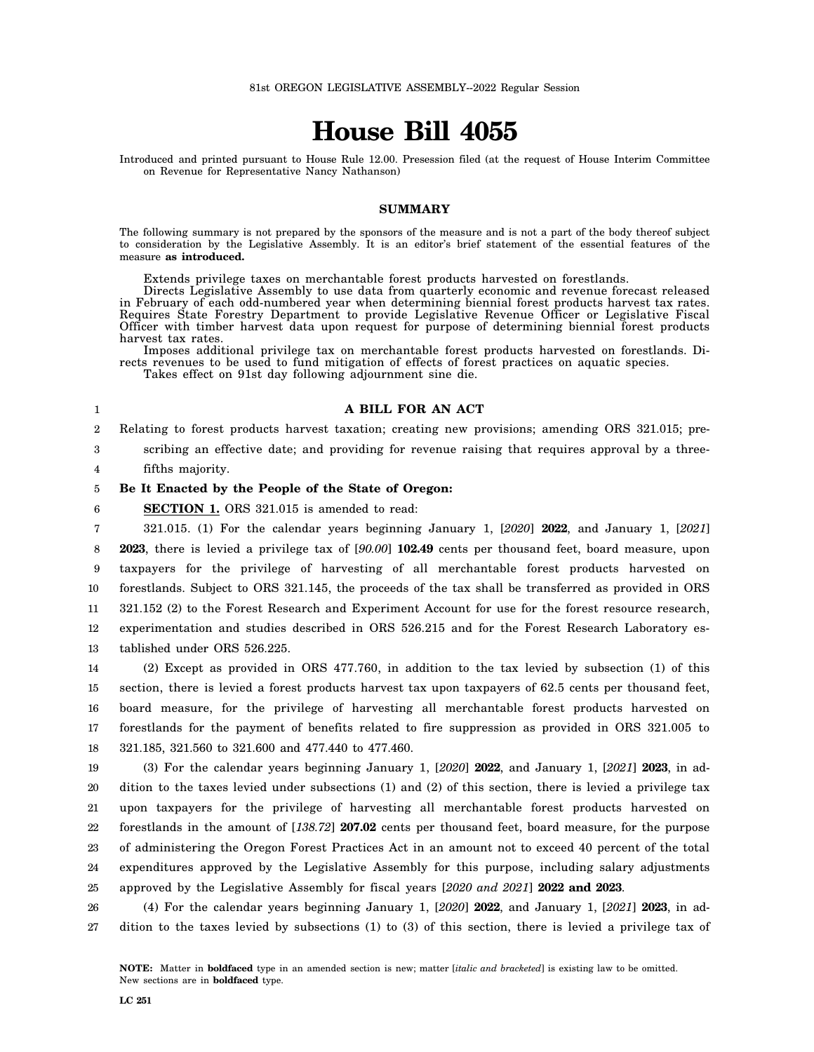81st OREGON LEGISLATIVE ASSEMBLY--2022 Regular Session

# House Bill 4055

Introduced and printed pursuant to House Rule 12.00. Presession filed (at the request of House Interim Committee on Revenue for Representative Nancy Nathanson)

## SUMMARY

The following summary is not prepared by the sponsors of the measure and is not a part of the body thereof subject to consideration by the Legislative Assembly. It is an editor's brief statement of the essential features of the measure **as introduced.**

Extends privilege taxes on merchantable forest products harvested on forestlands.

Directs Legislative Assembly to use data from quarterly economic and revenue forecast released in February of each odd-numbered year when determining biennial forest products harvest tax rates. Requires State Forestry Department to provide Legislative Revenue Officer or Legislative Fiscal Officer with timber harvest data upon request for purpose of determining biennial forest products harvest tax rates.

Imposes additional privilege tax on merchantable forest products harvested on forestlands. Directs revenues to be used to fund mitigation of effects of forest practices on aquatic species.

Takes effect on 91st day following adjournment sine die.

### A BILL FOR AN ACT

Relating to forest products harvest taxation; creating new provisions; amending ORS 321.015; prescribing an effective date; and providing for revenue raising that requires approval by a three-fifths majority.

**Be It Enacted by the People of the State of Oregon:**

**SECTION 1.** ORS 321.015 is amended to read:

321.015. (1) For the calendar years beginning January 1, [*2020*] **2022**, and January 1, [*2021*] **2023**, there is levied a privilege tax of [*90.00*] **102.49** cents per thousand feet, board measure, upon taxpayers for the privilege of harvesting of all merchantable forest products harvested on forestlands. Subject to ORS 321.145, the proceeds of the tax shall be transferred as provided in ORS 321.152 (2) to the Forest Research and Experiment Account for use for the forest resource research, experimentation and studies described in ORS 526.215 and for the Forest Research Laboratory established under ORS 526.225.

(2) Except as provided in ORS 477.760, in addition to the tax levied by subsection (1) of this section, there is levied a forest products harvest tax upon taxpayers of 62.5 cents per thousand feet, board measure, for the privilege of harvesting all merchantable forest products harvested on forestlands for the payment of benefits related to fire suppression as provided in ORS 321.005 to 321.185, 321.560 to 321.600 and 477.440 to 477.460.

(3) For the calendar years beginning January 1, [*2020*] **2022**, and January 1, [*2021*] **2023**, in addition to the taxes levied under subsections (1) and (2) of this section, there is levied a privilege tax upon taxpayers for the privilege of harvesting all merchantable forest products harvested on forestlands in the amount of [*138.72*] **207.02** cents per thousand feet, board measure, for the purpose of administering the Oregon Forest Practices Act in an amount not to exceed 40 percent of the total expenditures approved by the Legislative Assembly for this purpose, including salary adjustments approved by the Legislative Assembly for fiscal years [*2020 and 2021*] **2022 and 2023**.

(4) For the calendar years beginning January 1, [*2020*] **2022**, and January 1, [*2021*] **2023**, in addition to the taxes levied by subsections (1) to (3) of this section, there is levied a privilege tax of

**NOTE:** Matter in **boldfaced** type in an amended section is new; matter [*italic and bracketed*] is existing law to be omitted. New sections are in **boldfaced** type.

LC 251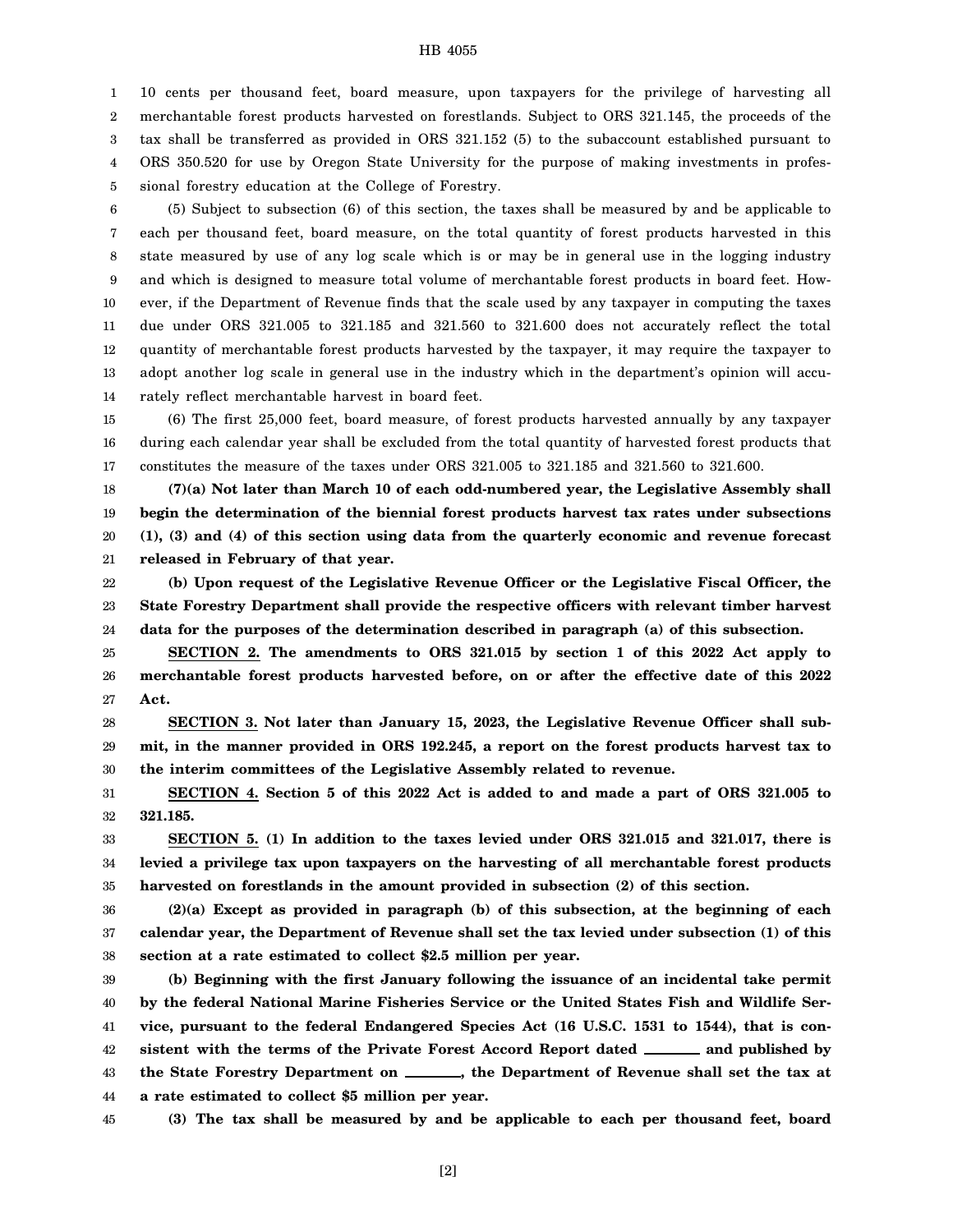10 cents per thousand feet, board measure, upon taxpayers for the privilege of harvesting all merchantable forest products harvested on forestlands. Subject to ORS 321.145, the proceeds of the tax shall be transferred as provided in ORS 321.152 (5) to the subaccount established pursuant to ORS 350.520 for use by Oregon State University for the purpose of making investments in professional forestry education at the College of Forestry.

(5) Subject to subsection (6) of this section, the taxes shall be measured by and be applicable to each per thousand feet, board measure, on the total quantity of forest products harvested in this state measured by use of any log scale which is or may be in general use in the logging industry and which is designed to measure total volume of merchantable forest products in board feet. However, if the Department of Revenue finds that the scale used by any taxpayer in computing the taxes due under ORS 321.005 to 321.185 and 321.560 to 321.600 does not accurately reflect the total quantity of merchantable forest products harvested by the taxpayer, it may require the taxpayer to adopt another log scale in general use in the industry which in the department's opinion will accurately reflect merchantable harvest in board feet.

(6) The first 25,000 feet, board measure, of forest products harvested annually by any taxpayer during each calendar year shall be excluded from the total quantity of harvested forest products that constitutes the measure of the taxes under ORS 321.005 to 321.185 and 321.560 to 321.600.

**(7)(a) Not later than March 10 of each odd-numbered year, the Legislative Assembly shall begin the determination of the biennial forest products harvest tax rates under subsections (1), (3) and (4) of this section using data from the quarterly economic and revenue forecast released in February of that year.**

**(b) Upon request of the Legislative Revenue Officer or the Legislative Fiscal Officer, the State Forestry Department shall provide the respective officers with relevant timber harvest data for the purposes of the determination described in paragraph (a) of this subsection.**

**SECTION 2. The amendments to ORS 321.015 by section 1 of this 2022 Act apply to merchantable forest products harvested before, on or after the effective date of this 2022 Act.**

**SECTION 3. Not later than January 15, 2023, the Legislative Revenue Officer shall submit, in the manner provided in ORS 192.245, a report on the forest products harvest tax to the interim committees of the Legislative Assembly related to revenue.**

**SECTION 4. Section 5 of this 2022 Act is added to and made a part of ORS 321.005 to 321.185.**

**SECTION 5. (1) In addition to the taxes levied under ORS 321.015 and 321.017, there is levied a privilege tax upon taxpayers on the harvesting of all merchantable forest products harvested on forestlands in the amount provided in subsection (2) of this section.**

**(2)(a) Except as provided in paragraph (b) of this subsection, at the beginning of each calendar year, the Department of Revenue shall set the tax levied under subsection (1) of this section at a rate estimated to collect $2.5 million per year.**

**(b) Beginning with the first January following the issuance of an incidental take permit by the federal National Marine Fisheries Service or the United States Fish and Wildlife Service, pursuant to the federal Endangered Species Act (16 U.S.C. 1531 to 1544), that is consistent with the terms of the Private Forest Accord Report dated ________ and published by the State Forestry Department on ________, the Department of Revenue shall set the tax at a rate estimated to collect $5 million per year.**

**(3) The tax shall be measured by and be applicable to each per thousand feet, board**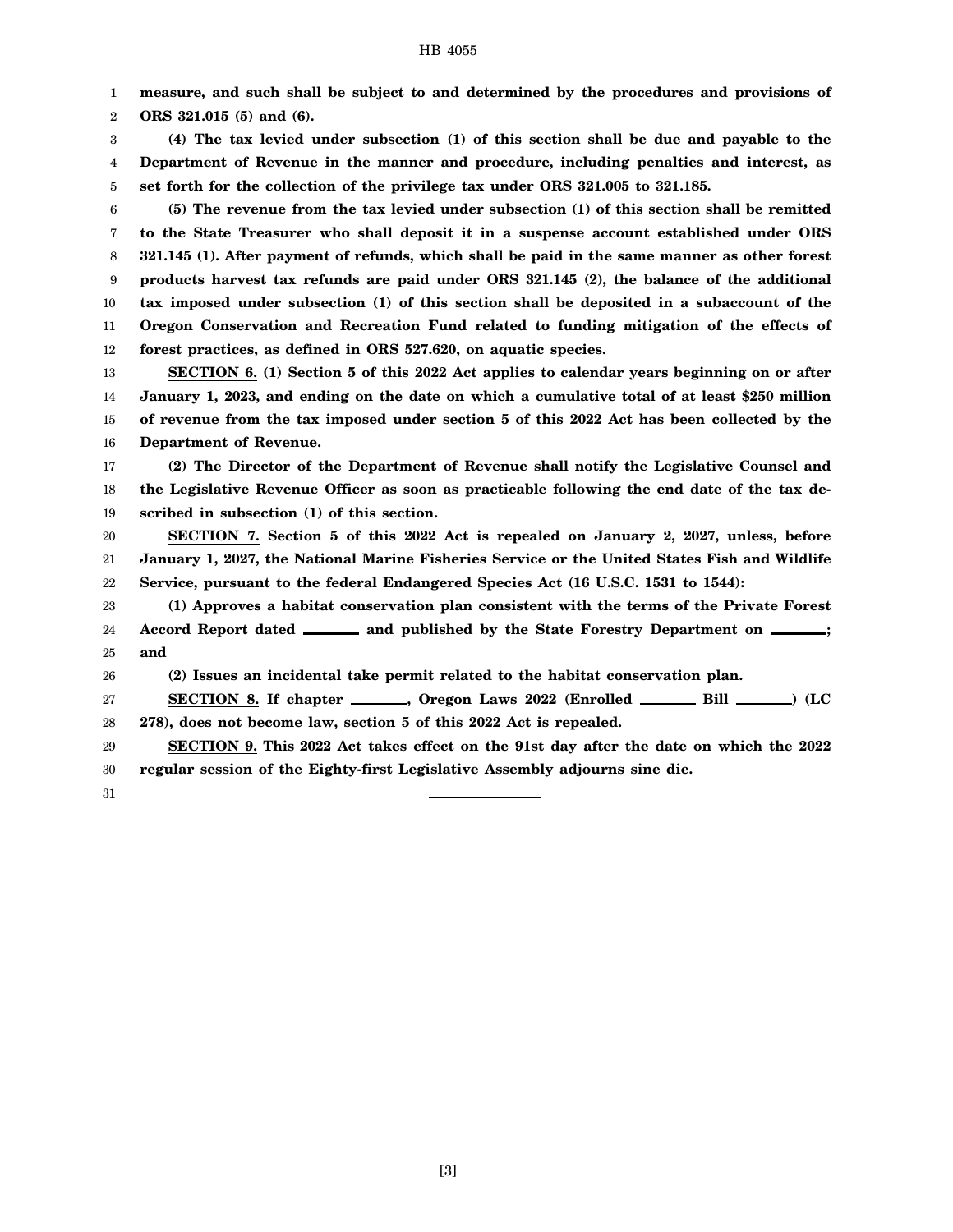**measure, and such shall be subject to and determined by the procedures and provisions of ORS 321.015 (5) and (6).**

**(4) The tax levied under subsection (1) of this section shall be due and payable to the Department of Revenue in the manner and procedure, including penalties and interest, as set forth for the collection of the privilege tax under ORS 321.005 to 321.185.**

**(5) The revenue from the tax levied under subsection (1) of this section shall be remitted to the State Treasurer who shall deposit it in a suspense account established under ORS 321.145 (1). After payment of refunds, which shall be paid in the same manner as other forest products harvest tax refunds are paid under ORS 321.145 (2), the balance of the additional tax imposed under subsection (1) of this section shall be deposited in a subaccount of the Oregon Conservation and Recreation Fund related to funding mitigation of the effects of forest practices, as defined in ORS 527.620, on aquatic species.**

**SECTION 6. (1) Section 5 of this 2022 Act applies to calendar years beginning on or after January 1, 2023, and ending on the date on which a cumulative total of at least $250 million of revenue from the tax imposed under section 5 of this 2022 Act has been collected by the Department of Revenue.**

**(2) The Director of the Department of Revenue shall notify the Legislative Counsel and the Legislative Revenue Officer as soon as practicable following the end date of the tax described in subsection (1) of this section.**

**SECTION 7. Section 5 of this 2022 Act is repealed on January 2, 2027, unless, before January 1, 2027, the National Marine Fisheries Service or the United States Fish and Wildlife Service, pursuant to the federal Endangered Species Act (16 U.S.C. 1531 to 1544):**

**(1) Approves a habitat conservation plan consistent with the terms of the Private Forest Accord Report dated \_\_\_\_\_\_\_ and published by the State Forestry Department on \_\_\_\_\_\_\_; and**

**(2) Issues an incidental take permit related to the habitat conservation plan.**

**SECTION 8. If chapter \_\_\_\_\_\_\_, Oregon Laws 2022 (Enrolled \_\_\_\_\_\_\_ Bill \_\_\_\_\_\_\_) (LC 278), does not become law, section 5 of this 2022 Act is repealed.**

**SECTION 9. This 2022 Act takes effect on the 91st day after the date on which the 2022 regular session of the Eighty-first Legislative Assembly adjourns sine die.**